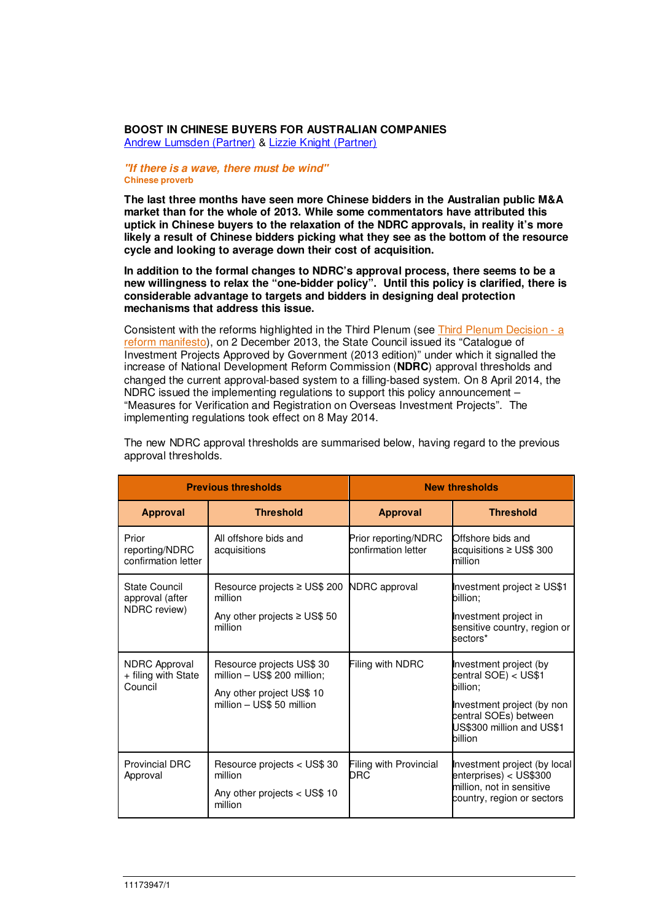# BOOST IN CHINESE BUYERS FOR AUSTRALIAN COMPANIES

Andrew Lumsden (Partner) & Lizzie Knight (Partner)

***"If there is a wave, there must be wind"***
**Chinese proverb**

**The last three months have seen more Chinese bidders in the Australian public M&A market than for the whole of 2013. While some commentators have attributed this uptick in Chinese buyers to the relaxation of the NDRC approvals, in reality it's more likely a result of Chinese bidders picking what they see as the bottom of the resource cycle and looking to average down their cost of acquisition.**

**In addition to the formal changes to NDRC's approval process, there seems to be a new willingness to relax the "one-bidder policy". Until this policy is clarified, there is considerable advantage to targets and bidders in designing deal protection mechanisms that address this issue.**

Consistent with the reforms highlighted in the Third Plenum (see Third Plenum Decision - a reform manifesto), on 2 December 2013, the State Council issued its "Catalogue of Investment Projects Approved by Government (2013 edition)" under which it signalled the increase of National Development Reform Commission (**NDRC**) approval thresholds and changed the current approval-based system to a filling-based system. On 8 April 2014, the NDRC issued the implementing regulations to support this policy announcement – "Measures for Verification and Registration on Overseas Investment Projects". The implementing regulations took effect on 8 May 2014.

The new NDRC approval thresholds are summarised below, having regard to the previous approval thresholds.

| Previous thresholds | | New thresholds | |
|---|---|---|---|
| **Approval** | **Threshold** | **Approval** | **Threshold** |
| Prior reporting/NDRC confirmation letter | All offshore bids and acquisitions | Prior reporting/NDRC confirmation letter | Offshore bids and acquisitions ≥ US$ 300 million |
| State Council approval (after NDRC review) | Resource projects ≥ US$ 200 million<br><br>Any other projects ≥ US$ 50 million | NDRC approval | Investment project ≥ US$1 billion;<br><br>Investment project in sensitive country, region or sectors* |
| NDRC Approval + filing with State Council | Resource projects US$ 30 million – US$ 200 million;<br><br>Any other project US$ 10 million – US$ 50 million | Filing with NDRC | Investment project (by central SOE) < US$1 billion;<br><br>Investment project (by non central SOEs) between US$300 million and US$1 billion |
| Provincial DRC Approval | Resource projects < US$ 30 million<br><br>Any other projects < US$ 10 million | Filing with Provincial DRC | Investment project (by local enterprises) < US$300 million, not in sensitive country, region or sectors |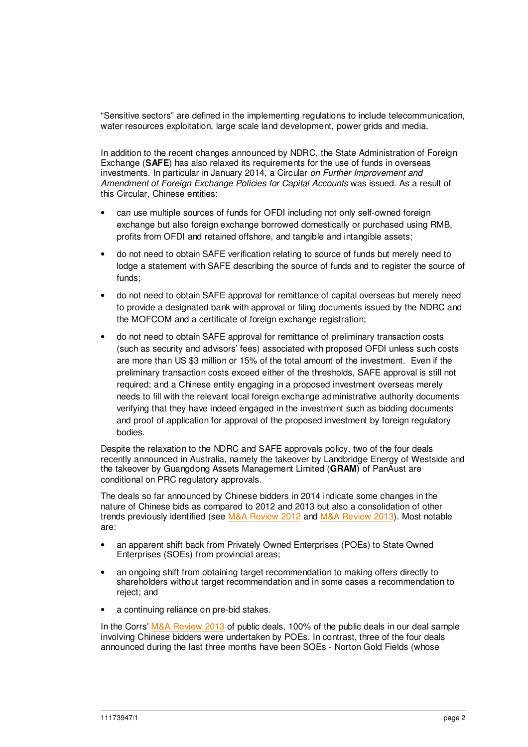"Sensitive sectors" are defined in the implementing regulations to include telecommunication, water resources exploitation, large scale land development, power grids and media.

In addition to the recent changes announced by NDRC, the State Administration of Foreign Exchange (**SAFE**) has also relaxed its requirements for the use of funds in overseas investments. In particular in January 2014, a Circular *on Further Improvement and Amendment of Foreign Exchange Policies for Capital Accounts* was issued. As a result of this Circular, Chinese entities:

- can use multiple sources of funds for OFDI including not only self-owned foreign exchange but also foreign exchange borrowed domestically or purchased using RMB, profits from OFDI and retained offshore, and tangible and intangible assets;
- do not need to obtain SAFE verification relating to source of funds but merely need to lodge a statement with SAFE describing the source of funds and to register the source of funds;
- do not need to obtain SAFE approval for remittance of capital overseas but merely need to provide a designated bank with approval or filing documents issued by the NDRC and the MOFCOM and a certificate of foreign exchange registration;
- do not need to obtain SAFE approval for remittance of preliminary transaction costs (such as security and advisors' fees) associated with proposed OFDI unless such costs are more than US $3 million or 15% of the total amount of the investment. Even if the preliminary transaction costs exceed either of the thresholds, SAFE approval is still not required; and a Chinese entity engaging in a proposed investment overseas merely needs to fill with the relevant local foreign exchange administrative authority documents verifying that they have indeed engaged in the investment such as bidding documents and proof of application for approval of the proposed investment by foreign regulatory bodies.

Despite the relaxation to the NDRC and SAFE approvals policy, two of the four deals recently announced in Australia, namely the takeover by Landbridge Energy of Westside and the takeover by Guangdong Assets Management Limited (**GRAM**) of PanAust are conditional on PRC regulatory approvals.

The deals so far announced by Chinese bidders in 2014 indicate some changes in the nature of Chinese bids as compared to 2012 and 2013 but also a consolidation of other trends previously identified (see M&A Review 2012 and M&A Review 2013). Most notable are:

- an apparent shift back from Privately Owned Enterprises (POEs) to State Owned Enterprises (SOEs) from provincial areas;
- an ongoing shift from obtaining target recommendation to making offers directly to shareholders without target recommendation and in some cases a recommendation to reject; and
- a continuing reliance on pre-bid stakes.

In the Corrs' M&A Review 2013 of public deals, 100% of the public deals in our deal sample involving Chinese bidders were undertaken by POEs. In contrast, three of the four deals announced during the last three months have been SOEs - Norton Gold Fields (whose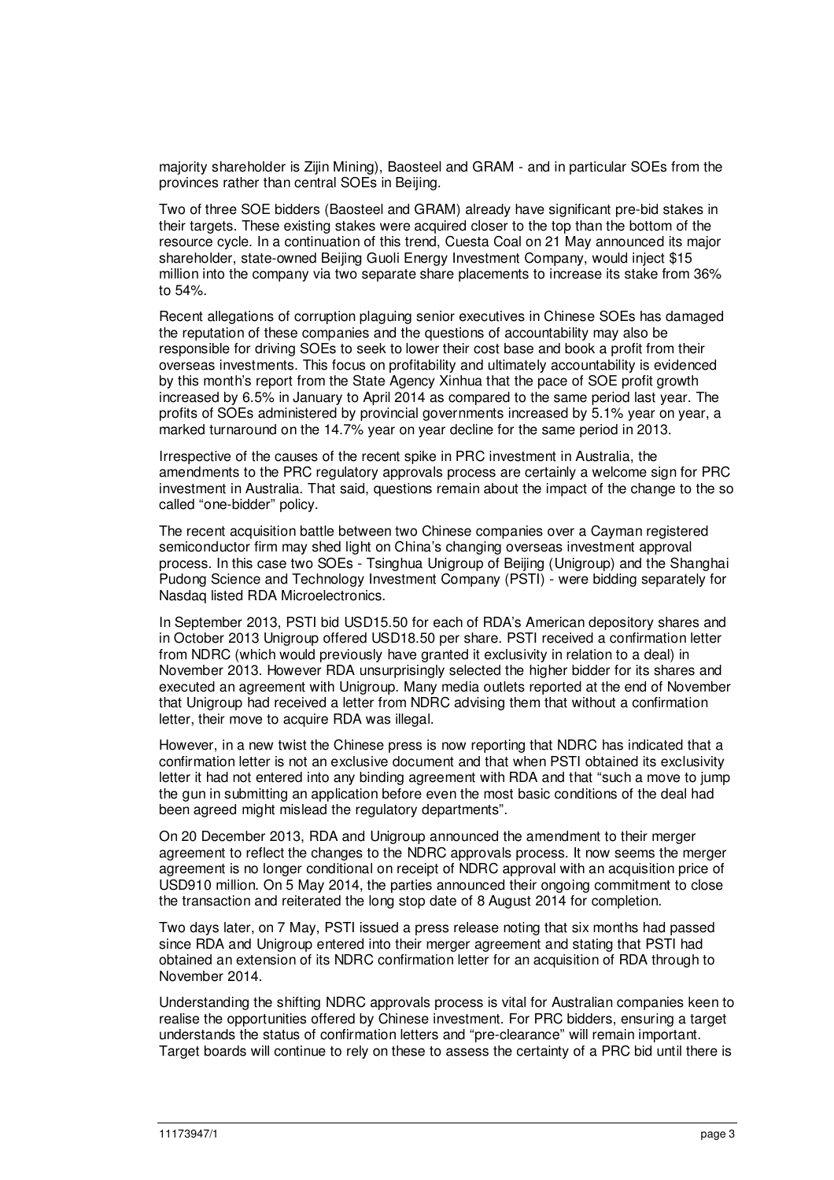majority shareholder is Zijin Mining), Baosteel and GRAM - and in particular SOEs from the provinces rather than central SOEs in Beijing.

Two of three SOE bidders (Baosteel and GRAM) already have significant pre-bid stakes in their targets. These existing stakes were acquired closer to the top than the bottom of the resource cycle. In a continuation of this trend, Cuesta Coal on 21 May announced its major shareholder, state-owned Beijing Guoli Energy Investment Company, would inject $15 million into the company via two separate share placements to increase its stake from 36% to 54%.

Recent allegations of corruption plaguing senior executives in Chinese SOEs has damaged the reputation of these companies and the questions of accountability may also be responsible for driving SOEs to seek to lower their cost base and book a profit from their overseas investments. This focus on profitability and ultimately accountability is evidenced by this month's report from the State Agency Xinhua that the pace of SOE profit growth increased by 6.5% in January to April 2014 as compared to the same period last year. The profits of SOEs administered by provincial governments increased by 5.1% year on year, a marked turnaround on the 14.7% year on year decline for the same period in 2013.

Irrespective of the causes of the recent spike in PRC investment in Australia, the amendments to the PRC regulatory approvals process are certainly a welcome sign for PRC investment in Australia. That said, questions remain about the impact of the change to the so called "one-bidder" policy.

The recent acquisition battle between two Chinese companies over a Cayman registered semiconductor firm may shed light on China's changing overseas investment approval process. In this case two SOEs - Tsinghua Unigroup of Beijing (Unigroup) and the Shanghai Pudong Science and Technology Investment Company (PSTI) - were bidding separately for Nasdaq listed RDA Microelectronics.

In September 2013, PSTI bid USD15.50 for each of RDA's American depository shares and in October 2013 Unigroup offered USD18.50 per share. PSTI received a confirmation letter from NDRC (which would previously have granted it exclusivity in relation to a deal) in November 2013. However RDA unsurprisingly selected the higher bidder for its shares and executed an agreement with Unigroup. Many media outlets reported at the end of November that Unigroup had received a letter from NDRC advising them that without a confirmation letter, their move to acquire RDA was illegal.

However, in a new twist the Chinese press is now reporting that NDRC has indicated that a confirmation letter is not an exclusive document and that when PSTI obtained its exclusivity letter it had not entered into any binding agreement with RDA and that "such a move to jump the gun in submitting an application before even the most basic conditions of the deal had been agreed might mislead the regulatory departments".

On 20 December 2013, RDA and Unigroup announced the amendment to their merger agreement to reflect the changes to the NDRC approvals process. It now seems the merger agreement is no longer conditional on receipt of NDRC approval with an acquisition price of USD910 million. On 5 May 2014, the parties announced their ongoing commitment to close the transaction and reiterated the long stop date of 8 August 2014 for completion.

Two days later, on 7 May, PSTI issued a press release noting that six months had passed since RDA and Unigroup entered into their merger agreement and stating that PSTI had obtained an extension of its NDRC confirmation letter for an acquisition of RDA through to November 2014.

Understanding the shifting NDRC approvals process is vital for Australian companies keen to realise the opportunities offered by Chinese investment. For PRC bidders, ensuring a target understands the status of confirmation letters and "pre-clearance" will remain important. Target boards will continue to rely on these to assess the certainty of a PRC bid until there is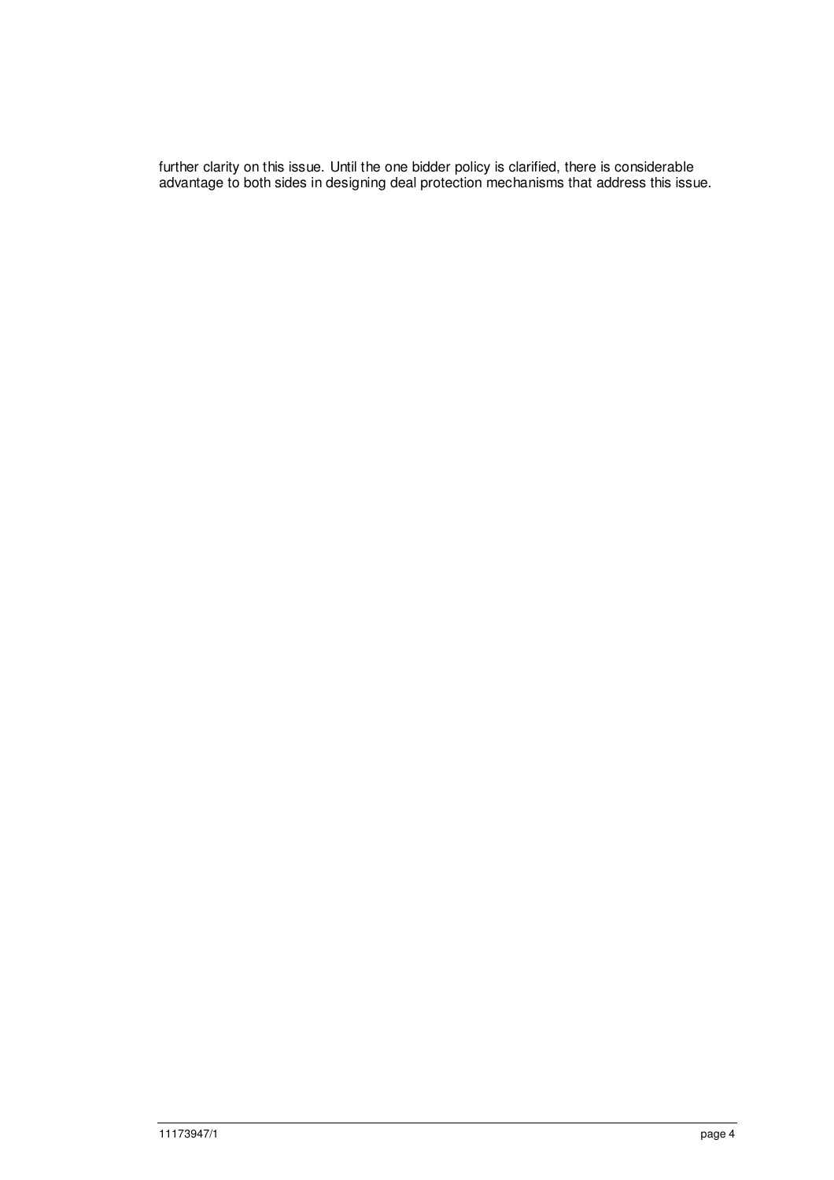further clarity on this issue. Until the one bidder policy is clarified, there is considerable advantage to both sides in designing deal protection mechanisms that address this issue.